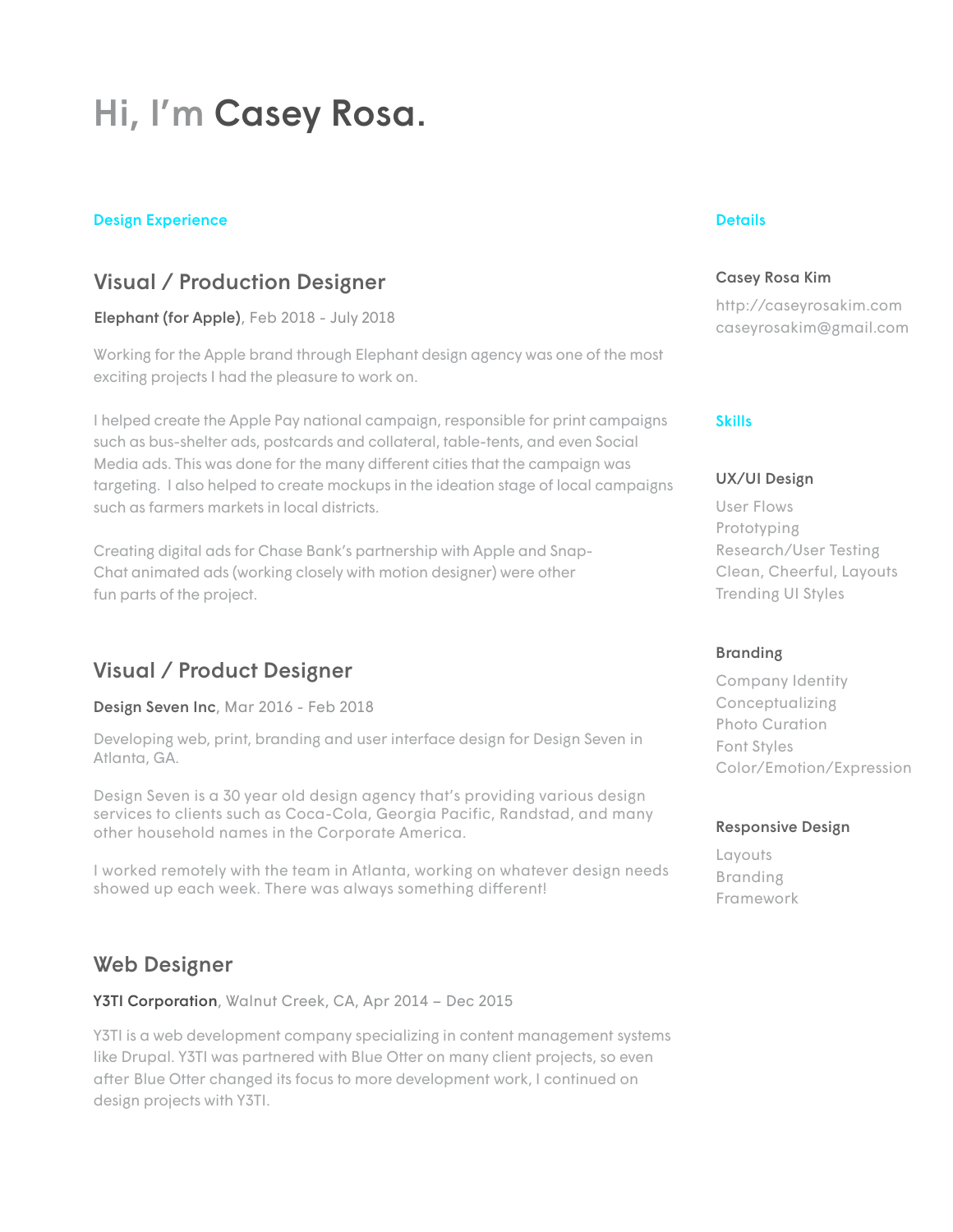# Hi, I'm **Casey Rosa.**

## Design Experience

### Visual / Production Designer

**Elephant (for Apple)**, Feb 2018 - July 2018

Working for the Apple brand through Elephant design agency was one of the most exciting projects I had the pleasure to work on.

I helped create the Apple Pay national campaign, responsible for print campaigns such as bus-shelter ads, postcards and collateral, table-tents, and even Social Media ads. This was done for the many different cities that the campaign was targeting. I also helped to create mockups in the ideation stage of local campaigns such as farmers markets in local districts.

Creating digital ads for Chase Bank's partnership with Apple and Snap-Chat animated ads (working closely with motion designer) were other fun parts of the project.

### Visual / Product Designer

**Design Seven Inc**, Mar 2016 - Feb 2018

Developing web, print, branding and user interface design for Design Seven in Atlanta, GA.

Design Seven is a 30 year old design agency that's providing various design services to clients such as Coca-Cola, Georgia Pacific, Randstad, and many other household names in the Corporate America.

I worked remotely with the team in Atlanta, working on whatever design needs showed up each week. There was always something different!

### Web Designer

**Y3TI Corporation**, Walnut Creek, CA, Apr 2014 – Dec 2015

Y3TI is a web development company specializing in content management systems like Drupal. Y3TI was partnered with Blue Otter on many client projects, so even after Blue Otter changed its focus to more development work, I continued on design projects with Y3TI.

## Details

**Casey Rosa Kim**

http://caseyrosakim.com
caseyrosakim@gmail.com

## Skills

**UX/UI Design**

- User Flows
- Prototyping
- Research/User Testing
- Clean, Cheerful, Layouts
- Trending UI Styles

**Branding**

- Company Identity
- Conceptualizing
- Photo Curation
- Font Styles
- Color/Emotion/Expression

**Responsive Design**

- Layouts
- Branding
- Framework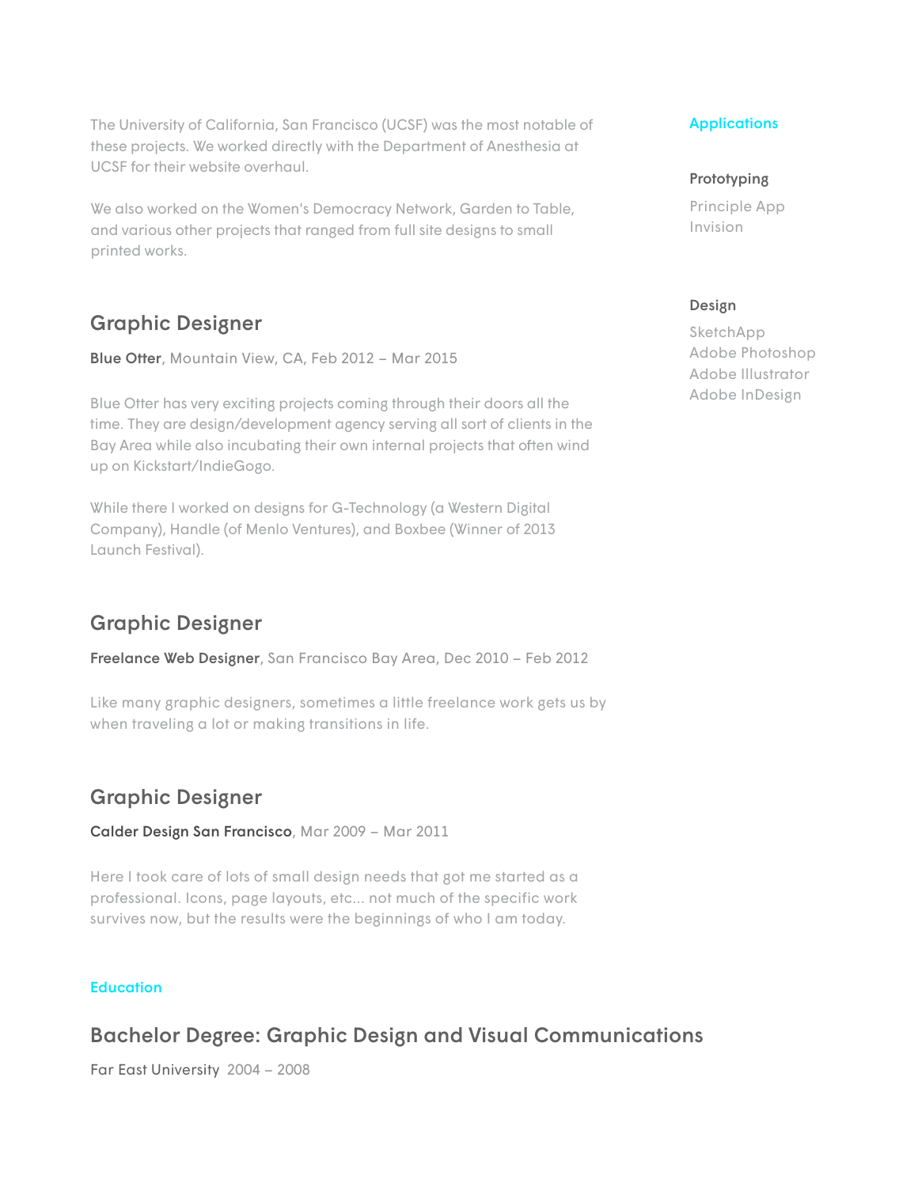The University of California, San Francisco (UCSF) was the most notable of these projects. We worked directly with the Department of Anesthesia at UCSF for their website overhaul.

We also worked on the Women's Democracy Network, Garden to Table, and various other projects that ranged from full site designs to small printed works.

## Graphic Designer

**Blue Otter**, Mountain View, CA, Feb 2012 – Mar 2015

Blue Otter has very exciting projects coming through their doors all the time. They are design/development agency serving all sort of clients in the Bay Area while also incubating their own internal projects that often wind up on Kickstart/IndieGogo.

While there I worked on designs for G-Technology (a Western Digital Company), Handle (of Menlo Ventures), and Boxbee (Winner of 2013 Launch Festival).

## Graphic Designer

**Freelance Web Designer**, San Francisco Bay Area, Dec 2010 – Feb 2012

Like many graphic designers, sometimes a little freelance work gets us by when traveling a lot or making transitions in life.

## Graphic Designer

**Calder Design San Francisco**, Mar 2009 – Mar 2011

Here I took care of lots of small design needs that got me started as a professional. Icons, page layouts, etc... not much of the specific work survives now, but the results were the beginnings of who I am today.

### Education

## Bachelor Degree: Graphic Design and Visual Communications

Far East University 2004 – 2008

### Applications

**Prototyping**

Principle App
Invision

**Design**

SketchApp
Adobe Photoshop
Adobe Illustrator
Adobe InDesign